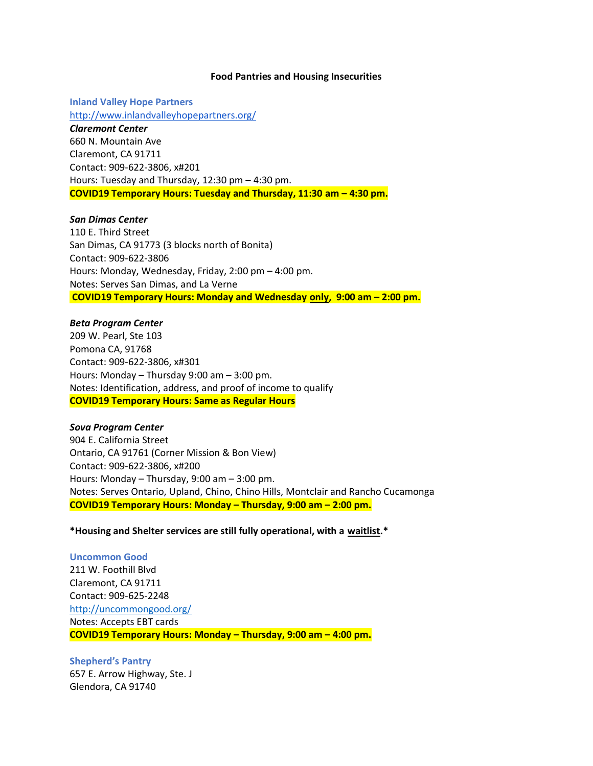# Food Pantries and Housing Insecurities

## Inland Valley Hope Partners

http://www.inlandvalleyhopepartners.org/

***Claremont Center***
660 N. Mountain Ave
Claremont, CA 91711
Contact: 909-622-3806, x#201
Hours: Tuesday and Thursday, 12:30 pm – 4:30 pm.
**COVID19 Temporary Hours: Tuesday and Thursday, 11:30 am – 4:30 pm.**

***San Dimas Center***
110 E. Third Street
San Dimas, CA 91773 (3 blocks north of Bonita)
Contact: 909-622-3806
Hours: Monday, Wednesday, Friday, 2:00 pm – 4:00 pm.
Notes: Serves San Dimas, and La Verne
**COVID19 Temporary Hours: Monday and Wednesday only, 9:00 am – 2:00 pm.**

***Beta Program Center***
209 W. Pearl, Ste 103
Pomona CA, 91768
Contact: 909-622-3806, x#301
Hours: Monday – Thursday 9:00 am – 3:00 pm.
Notes: Identification, address, and proof of income to qualify
**COVID19 Temporary Hours: Same as Regular Hours**

***Sova Program Center***
904 E. California Street
Ontario, CA 91761 (Corner Mission & Bon View)
Contact: 909-622-3806, x#200
Hours: Monday – Thursday, 9:00 am – 3:00 pm.
Notes: Serves Ontario, Upland, Chino, Chino Hills, Montclair and Rancho Cucamonga
**COVID19 Temporary Hours: Monday – Thursday, 9:00 am – 2:00 pm.**

**\*Housing and Shelter services are still fully operational, with a waitlist.\***

## Uncommon Good

211 W. Foothill Blvd
Claremont, CA 91711
Contact: 909-625-2248
http://uncommongood.org/
Notes: Accepts EBT cards
**COVID19 Temporary Hours: Monday – Thursday, 9:00 am – 4:00 pm.**

## Shepherd's Pantry

657 E. Arrow Highway, Ste. J
Glendora, CA 91740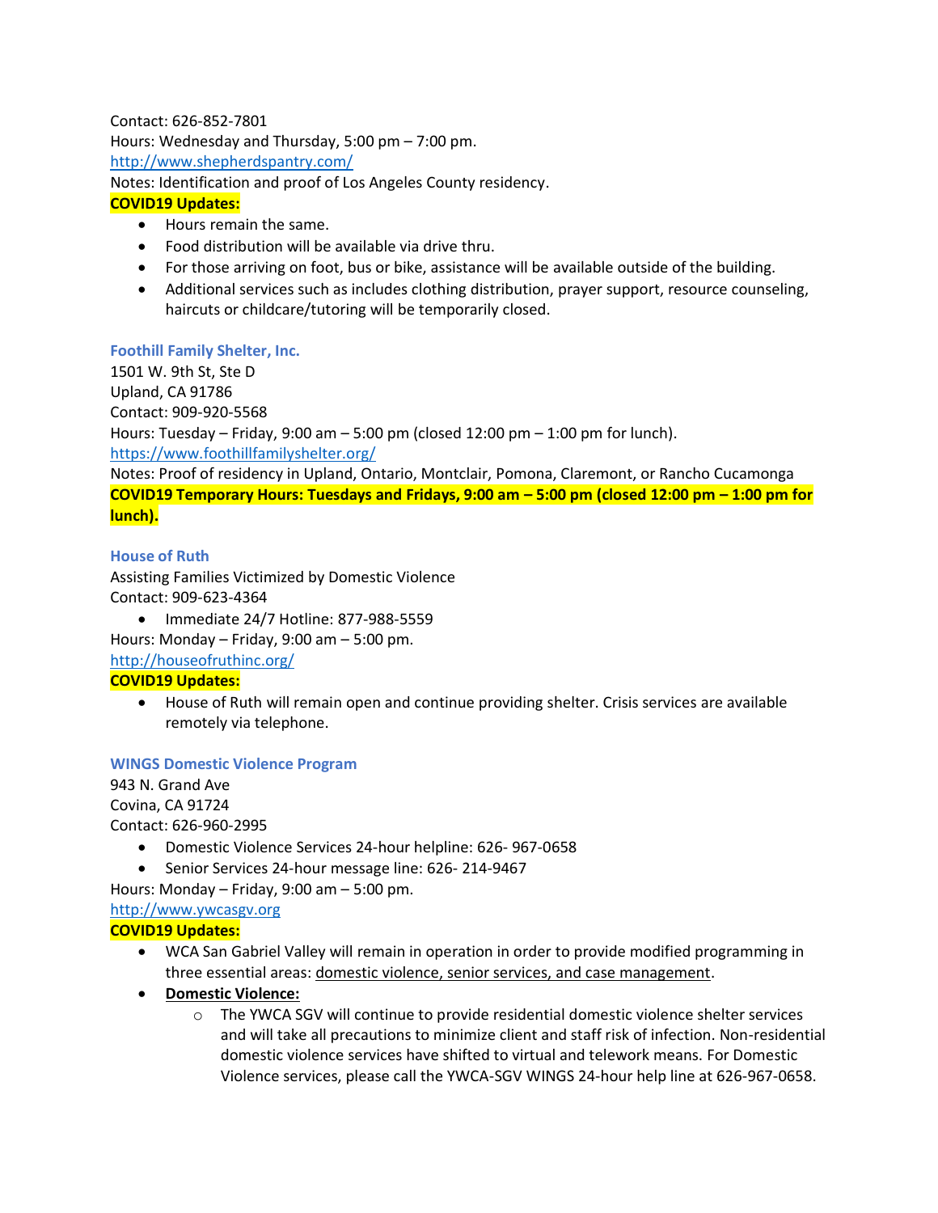Contact: 626-852-7801
Hours: Wednesday and Thursday, 5:00 pm – 7:00 pm.
http://www.shepherdspantry.com/
Notes: Identification and proof of Los Angeles County residency.

**COVID19 Updates:**

- Hours remain the same.
- Food distribution will be available via drive thru.
- For those arriving on foot, bus or bike, assistance will be available outside of the building.
- Additional services such as includes clothing distribution, prayer support, resource counseling, haircuts or childcare/tutoring will be temporarily closed.

### Foothill Family Shelter, Inc.

1501 W. 9th St, Ste D
Upland, CA 91786
Contact: 909-920-5568
Hours: Tuesday – Friday, 9:00 am – 5:00 pm (closed 12:00 pm – 1:00 pm for lunch).
https://www.foothillfamilyshelter.org/
Notes: Proof of residency in Upland, Ontario, Montclair, Pomona, Claremont, or Rancho Cucamonga

**COVID19 Temporary Hours: Tuesdays and Fridays, 9:00 am – 5:00 pm (closed 12:00 pm – 1:00 pm for lunch).**

### House of Ruth

Assisting Families Victimized by Domestic Violence
Contact: 909-623-4364

- Immediate 24/7 Hotline: 877-988-5559

Hours: Monday – Friday, 9:00 am – 5:00 pm.
http://houseofruthinc.org/

**COVID19 Updates:**

- House of Ruth will remain open and continue providing shelter. Crisis services are available remotely via telephone.

### WINGS Domestic Violence Program

943 N. Grand Ave
Covina, CA 91724
Contact: 626-960-2995

- Domestic Violence Services 24-hour helpline: 626- 967-0658
- Senior Services 24-hour message line: 626- 214-9467

Hours: Monday – Friday, 9:00 am – 5:00 pm.
http://www.ywcasgv.org

**COVID19 Updates:**

- WCA San Gabriel Valley will remain in operation in order to provide modified programming in three essential areas: domestic violence, senior services, and case management.
- **Domestic Violence:**
  - The YWCA SGV will continue to provide residential domestic violence shelter services and will take all precautions to minimize client and staff risk of infection. Non-residential domestic violence services have shifted to virtual and telework means. For Domestic Violence services, please call the YWCA-SGV WINGS 24-hour help line at 626-967-0658.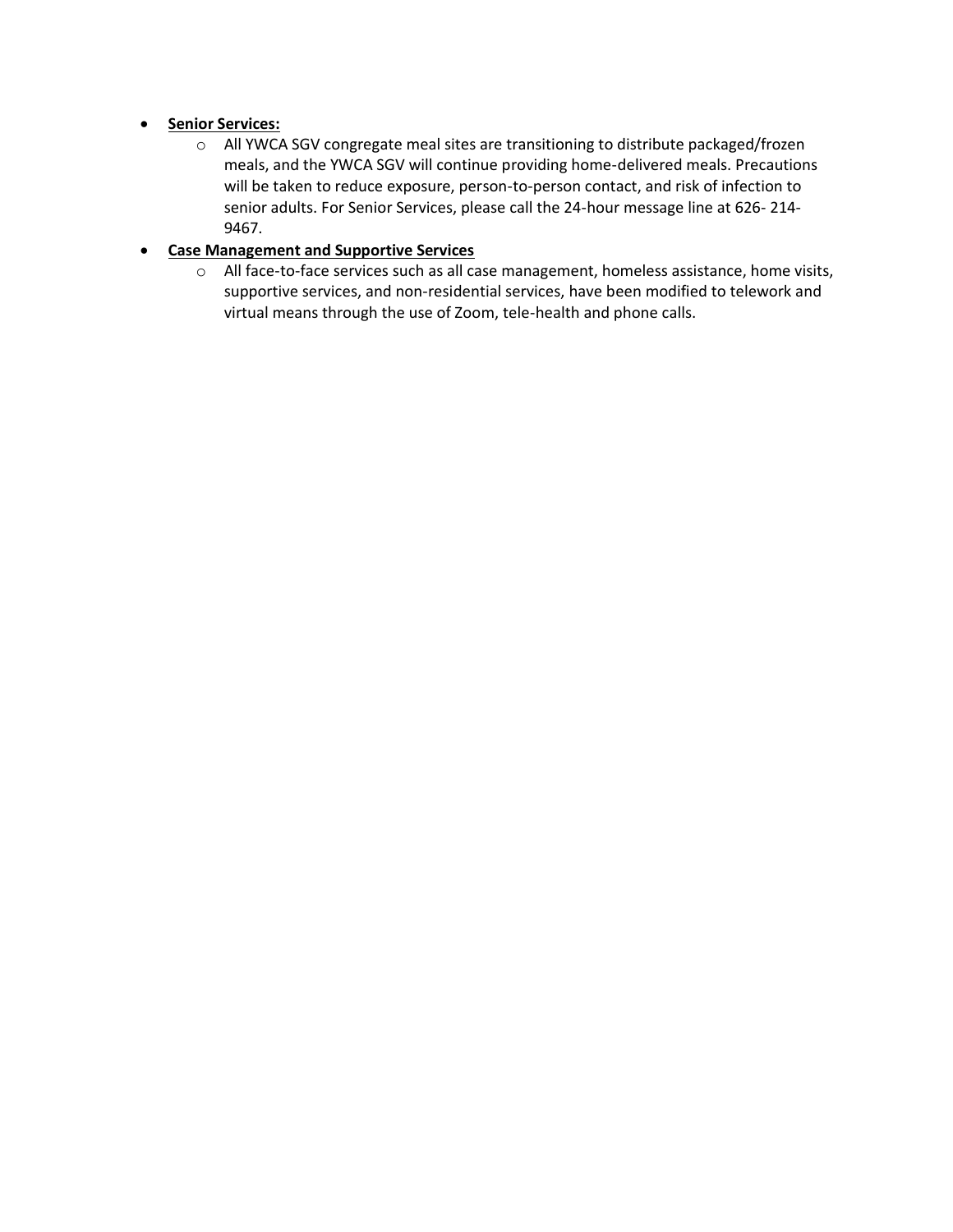- **Senior Services:**
    - All YWCA SGV congregate meal sites are transitioning to distribute packaged/frozen meals, and the YWCA SGV will continue providing home-delivered meals. Precautions will be taken to reduce exposure, person-to-person contact, and risk of infection to senior adults. For Senior Services, please call the 24-hour message line at 626- 214-9467.
- **Case Management and Supportive Services**
    - All face-to-face services such as all case management, homeless assistance, home visits, supportive services, and non-residential services, have been modified to telework and virtual means through the use of Zoom, tele-health and phone calls.